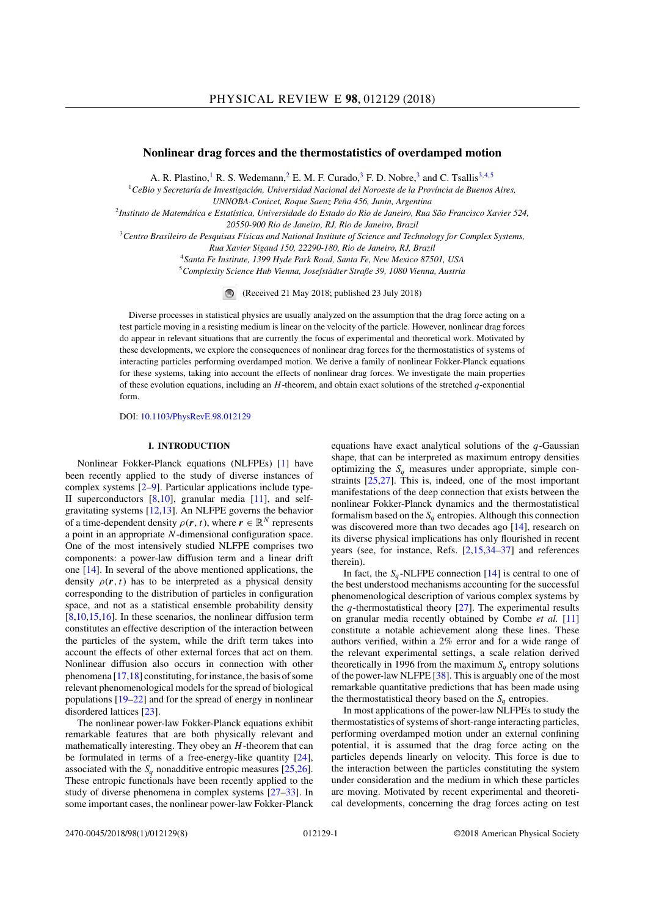# Nonlinear drag forces and the thermostatistics of overdamped motion

A. R. Plastino,[1] R. S. Wedemann,[2] E. M. F. Curado,[3] F. D. Nobre,[3] and C. Tsallis[3,4,5]

[1]CeBio y Secretaría de Investigación, Universidad Nacional del Noroeste de la Província de Buenos Aires, UNNOBA-Conicet, Roque Saenz Peña 456, Junin, Argentina

[2]Instituto de Matemática e Estatística, Universidade do Estado do Rio de Janeiro, Rua São Francisco Xavier 524, 20550-900 Rio de Janeiro, RJ, Rio de Janeiro, Brazil

[3]Centro Brasileiro de Pesquisas Físicas and National Institute of Science and Technology for Complex Systems, Rua Xavier Sigaud 150, 22290-180, Rio de Janeiro, RJ, Brazil

[4]Santa Fe Institute, 1399 Hyde Park Road, Santa Fe, New Mexico 87501, USA

[5]Complexity Science Hub Vienna, Josefstädter Straße 39, 1080 Vienna, Austria

(Received 21 May 2018; published 23 July 2018)

Diverse processes in statistical physics are usually analyzed on the assumption that the drag force acting on a test particle moving in a resisting medium is linear on the velocity of the particle. However, nonlinear drag forces do appear in relevant situations that are currently the focus of experimental and theoretical work. Motivated by these developments, we explore the consequences of nonlinear drag forces for the thermostatistics of systems of interacting particles performing overdamped motion. We derive a family of nonlinear Fokker-Planck equations for these systems, taking into account the effects of nonlinear drag forces. We investigate the main properties of these evolution equations, including an $H$-theorem, and obtain exact solutions of the stretched $q$-exponential form.

DOI: 10.1103/PhysRevE.98.012129

## I. INTRODUCTION

Nonlinear Fokker-Planck equations (NLFPEs) [1] have been recently applied to the study of diverse instances of complex systems [2–9]. Particular applications include type-II superconductors [8,10], granular media [11], and self-gravitating systems [12,13]. An NLFPE governs the behavior of a time-dependent density $\rho(\boldsymbol{r}, t)$, where $\boldsymbol{r} \in \mathbb{R}^N$ represents a point in an appropriate $N$-dimensional configuration space. One of the most intensively studied NLFPE comprises two components: a power-law diffusion term and a linear drift one [14]. In several of the above mentioned applications, the density $\rho(\boldsymbol{r}, t)$ has to be interpreted as a physical density corresponding to the distribution of particles in configuration space, and not as a statistical ensemble probability density [8,10,15,16]. In these scenarios, the nonlinear diffusion term constitutes an effective description of the interaction between the particles of the system, while the drift term takes into account the effects of other external forces that act on them. Nonlinear diffusion also occurs in connection with other phenomena [17,18] constituting, for instance, the basis of some relevant phenomenological models for the spread of biological populations [19–22] and for the spread of energy in nonlinear disordered lattices [23].

The nonlinear power-law Fokker-Planck equations exhibit remarkable features that are both physically relevant and mathematically interesting. They obey an $H$-theorem that can be formulated in terms of a free-energy-like quantity [24], associated with the $S_q$ nonadditive entropic measures [25,26]. These entropic functionals have been recently applied to the study of diverse phenomena in complex systems [27–33]. In some important cases, the nonlinear power-law Fokker-Planck equations have exact analytical solutions of the $q$-Gaussian shape, that can be interpreted as maximum entropy densities optimizing the $S_q$ measures under appropriate, simple constraints [25,27]. This is, indeed, one of the most important manifestations of the deep connection that exists between the nonlinear Fokker-Planck dynamics and the thermostatistical formalism based on the $S_q$ entropies. Although this connection was discovered more than two decades ago [14], research on its diverse physical implications has only flourished in recent years (see, for instance, Refs. [2,15,34–37] and references therein).

In fact, the $S_q$-NLFPE connection [14] is central to one of the best understood mechanisms accounting for the successful phenomenological description of various complex systems by the $q$-thermostatistical theory [27]. The experimental results on granular media recently obtained by Combe *et al.* [11] constitute a notable achievement along these lines. These authors verified, within a 2% error and for a wide range of the relevant experimental settings, a scale relation derived theoretically in 1996 from the maximum $S_q$ entropy solutions of the power-law NLFPE [38]. This is arguably one of the most remarkable quantitative predictions that has been made using the thermostatistical theory based on the $S_q$ entropies.

In most applications of the power-law NLFPEs to study the thermostatistics of systems of short-range interacting particles, performing overdamped motion under an external confining potential, it is assumed that the drag force acting on the particles depends linearly on velocity. This force is due to the interaction between the particles constituting the system under consideration and the medium in which these particles are moving. Motivated by recent experimental and theoretical developments, concerning the drag forces acting on test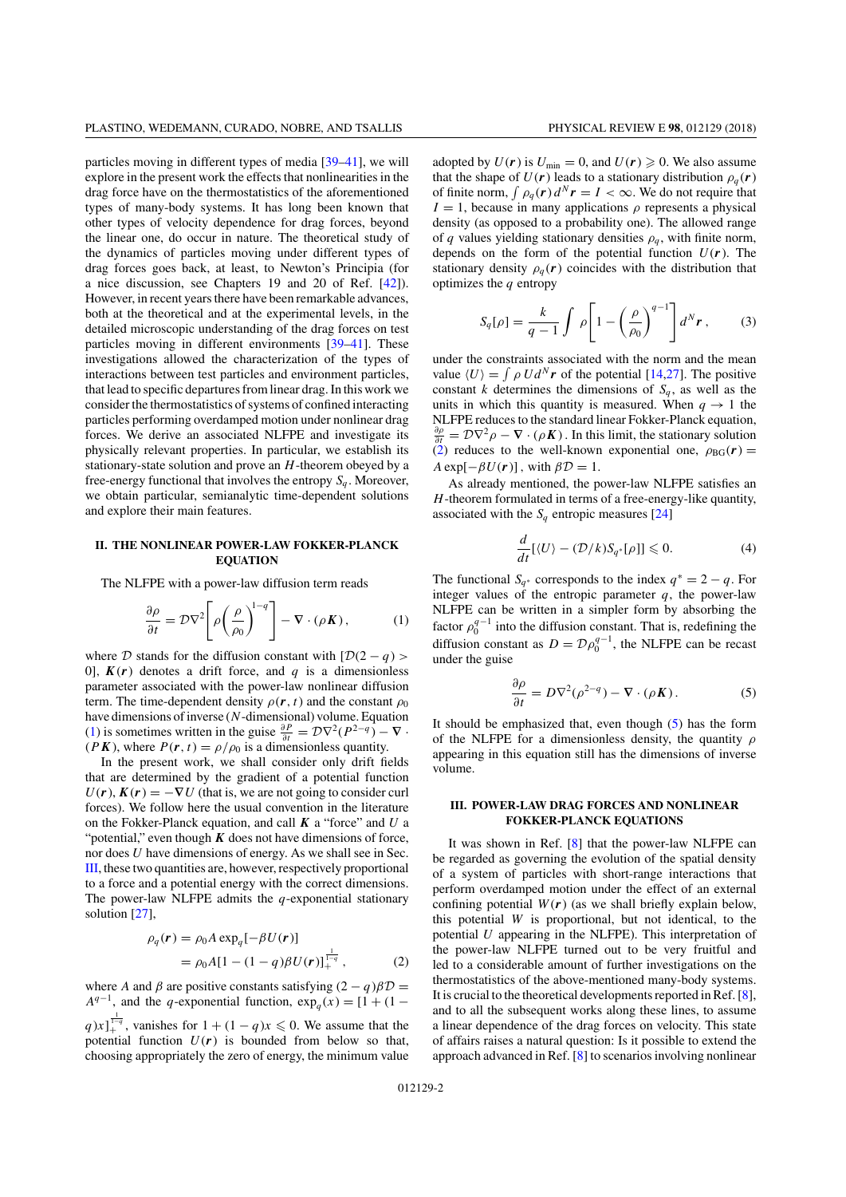particles moving in different types of media [39–41], we will explore in the present work the effects that nonlinearities in the drag force have on the thermostatistics of the aforementioned types of many-body systems. It has long been known that other types of velocity dependence for drag forces, beyond the linear one, do occur in nature. The theoretical study of the dynamics of particles moving under different types of drag forces goes back, at least, to Newton's Principia (for a nice discussion, see Chapters 19 and 20 of Ref. [42]). However, in recent years there have been remarkable advances, both at the theoretical and at the experimental levels, in the detailed microscopic understanding of the drag forces on test particles moving in different environments [39–41]. These investigations allowed the characterization of the types of interactions between test particles and environment particles, that lead to specific departures from linear drag. In this work we consider the thermostatistics of systems of confined interacting particles performing overdamped motion under nonlinear drag forces. We derive an associated NLFPE and investigate its physically relevant properties. In particular, we establish its stationary-state solution and prove an $H$-theorem obeyed by a free-energy functional that involves the entropy $S_q$. Moreover, we obtain particular, semianalytic time-dependent solutions and explore their main features.

## II. THE NONLINEAR POWER-LAW FOKKER-PLANCK EQUATION

The NLFPE with a power-law diffusion term reads

$$\frac{\partial \rho}{\partial t} = \mathcal{D}\nabla^2\left[\rho\left(\frac{\rho}{\rho_0}\right)^{1-q}\right] - \nabla\cdot(\rho\boldsymbol{K}), \qquad (1)$$

where $\mathcal{D}$ stands for the diffusion constant with $[\mathcal{D}(2-q) > 0]$, $\boldsymbol{K}(\boldsymbol{r})$ denotes a drift force, and $q$ is a dimensionless parameter associated with the power-law nonlinear diffusion term. The time-dependent density $\rho(\boldsymbol{r},t)$ and the constant $\rho_0$ have dimensions of inverse ($N$-dimensional) volume. Equation (1) is sometimes written in the guise $\frac{\partial P}{\partial t} = \mathcal{D}\nabla^2(P^{2-q}) - \nabla\cdot(P\boldsymbol{K})$, where $P(\boldsymbol{r},t) = \rho/\rho_0$ is a dimensionless quantity.

In the present work, we shall consider only drift fields that are determined by the gradient of a potential function $U(\boldsymbol{r})$, $\boldsymbol{K}(\boldsymbol{r}) = -\nabla U$ (that is, we are not going to consider curl forces). We follow here the usual convention in the literature on the Fokker-Planck equation, and call $\boldsymbol{K}$ a "force" and $U$ a "potential," even though $\boldsymbol{K}$ does not have dimensions of force, nor does $U$ have dimensions of energy. As we shall see in Sec. III, these two quantities are, however, respectively proportional to a force and a potential energy with the correct dimensions. The power-law NLFPE admits the $q$-exponential stationary solution [27],

$$\begin{aligned}\rho_q(\boldsymbol{r}) &= \rho_0 A \exp_q[-\beta U(\boldsymbol{r})] \\ &= \rho_0 A[1-(1-q)\beta U(\boldsymbol{r})]_+^{\frac{1}{1-q}}, \end{aligned} \qquad (2)$$

where $A$ and $\beta$ are positive constants satisfying $(2-q)\beta\mathcal{D} = A^{q-1}$, and the $q$-exponential function, $\exp_q(x) = [1+(1-q)x]_+^{\frac{1}{1-q}}$, vanishes for $1+(1-q)x \leqslant 0$. We assume that the potential function $U(\boldsymbol{r})$ is bounded from below so that, choosing appropriately the zero of energy, the minimum value adopted by $U(\boldsymbol{r})$ is $U_{\min} = 0$, and $U(\boldsymbol{r}) \geqslant 0$. We also assume that the shape of $U(\boldsymbol{r})$ leads to a stationary distribution $\rho_q(\boldsymbol{r})$ of finite norm, $\int \rho_q(\boldsymbol{r})\, d^N\boldsymbol{r} = I < \infty$. We do not require that $I = 1$, because in many applications $\rho$ represents a physical density (as opposed to a probability one). The allowed range of $q$ values yielding stationary densities $\rho_q$, with finite norm, depends on the form of the potential function $U(\boldsymbol{r})$. The stationary density $\rho_q(\boldsymbol{r})$ coincides with the distribution that optimizes the $q$ entropy

$$S_q[\rho] = \frac{k}{q-1}\int \rho\left[1-\left(\frac{\rho}{\rho_0}\right)^{q-1}\right] d^N\boldsymbol{r}, \qquad (3)$$

under the constraints associated with the norm and the mean value $\langle U\rangle = \int \rho\, U d^N\boldsymbol{r}$ of the potential [14,27]. The positive constant $k$ determines the dimensions of $S_q$, as well as the units in which this quantity is measured. When $q \to 1$ the NLFPE reduces to the standard linear Fokker-Planck equation, $\frac{\partial \rho}{\partial t} = \mathcal{D}\nabla^2\rho - \nabla\cdot(\rho\boldsymbol{K})$. In this limit, the stationary solution (2) reduces to the well-known exponential one, $\rho_{\mathrm{BG}}(\boldsymbol{r}) = A\exp[-\beta U(\boldsymbol{r})]$, with $\beta\mathcal{D} = 1$.

As already mentioned, the power-law NLFPE satisfies an $H$-theorem formulated in terms of a free-energy-like quantity, associated with the $S_q$ entropic measures [24]

$$\frac{d}{dt}[\langle U\rangle - (\mathcal{D}/k)S_{q^*}[\rho]] \leqslant 0. \qquad (4)$$

The functional $S_{q^*}$ corresponds to the index $q^* = 2-q$. For integer values of the entropic parameter $q$, the power-law NLFPE can be written in a simpler form by absorbing the factor $\rho_0^{q-1}$ into the diffusion constant. That is, redefining the diffusion constant as $D = \mathcal{D}\rho_0^{q-1}$, the NLFPE can be recast under the guise

$$\frac{\partial \rho}{\partial t} = D\nabla^2(\rho^{2-q}) - \nabla\cdot(\rho\boldsymbol{K}). \qquad (5)$$

It should be emphasized that, even though (5) has the form of the NLFPE for a dimensionless density, the quantity $\rho$ appearing in this equation still has the dimensions of inverse volume.

## III. POWER-LAW DRAG FORCES AND NONLINEAR FOKKER-PLANCK EQUATIONS

It was shown in Ref. [8] that the power-law NLFPE can be regarded as governing the evolution of the spatial density of a system of particles with short-range interactions that perform overdamped motion under the effect of an external confining potential $W(\boldsymbol{r})$ (as we shall briefly explain below, this potential $W$ is proportional, but not identical, to the potential $U$ appearing in the NLFPE). This interpretation of the power-law NLFPE turned out to be very fruitful and led to a considerable amount of further investigations on the thermostatistics of the above-mentioned many-body systems. It is crucial to the theoretical developments reported in Ref. [8], and to all the subsequent works along these lines, to assume a linear dependence of the drag forces on velocity. This state of affairs raises a natural question: Is it possible to extend the approach advanced in Ref. [8] to scenarios involving nonlinear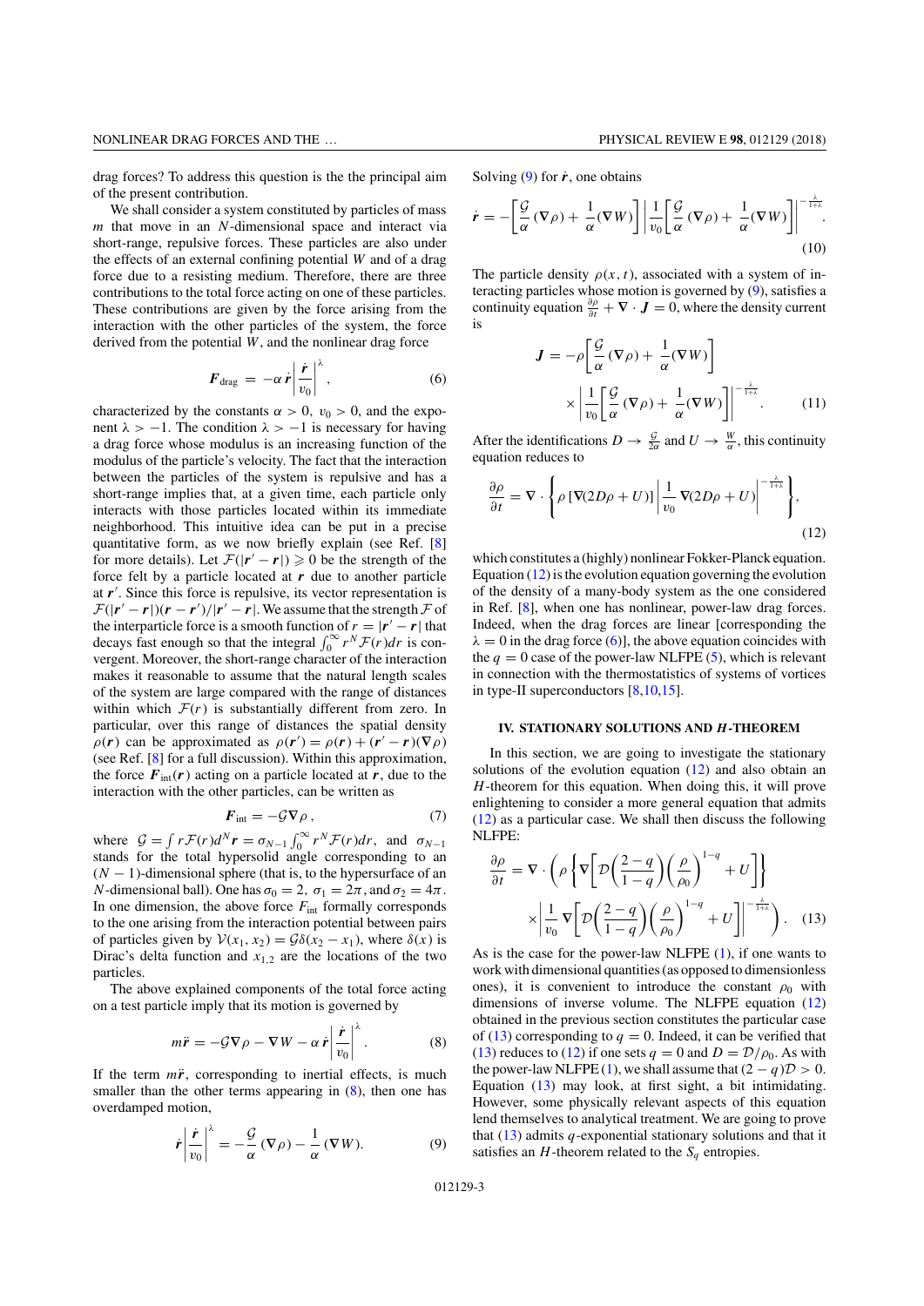drag forces? To address this question is the the principal aim of the present contribution.

We shall consider a system constituted by particles of mass $m$ that move in an $N$-dimensional space and interact via short-range, repulsive forces. These particles are also under the effects of an external confining potential $W$ and of a drag force due to a resisting medium. Therefore, there are three contributions to the total force acting on one of these particles. These contributions are given by the force arising from the interaction with the other particles of the system, the force derived from the potential $W$, and the nonlinear drag force

$$\boldsymbol{F}_{\text{drag}} = -\alpha\,\dot{\boldsymbol{r}}\left|\frac{\dot{\boldsymbol{r}}}{v_0}\right|^{\lambda}, \tag{6}$$

characterized by the constants $\alpha > 0$, $v_0 > 0$, and the exponent $\lambda > -1$. The condition $\lambda > -1$ is necessary for having a drag force whose modulus is an increasing function of the modulus of the particle's velocity. The fact that the interaction between the particles of the system is repulsive and has a short-range implies that, at a given time, each particle only interacts with those particles located within its immediate neighborhood. This intuitive idea can be put in a precise quantitative form, as we now briefly explain (see Ref. [8] for more details). Let $\mathcal{F}(|\boldsymbol{r}'-\boldsymbol{r}|) \geqslant 0$ be the strength of the force felt by a particle located at $\boldsymbol{r}$ due to another particle at $\boldsymbol{r}'$. Since this force is repulsive, its vector representation is $\mathcal{F}(|\boldsymbol{r}'-\boldsymbol{r}|)(\boldsymbol{r}-\boldsymbol{r}')/|\boldsymbol{r}'-\boldsymbol{r}|$. We assume that the strength $\mathcal{F}$ of the interparticle force is a smooth function of $r = |\boldsymbol{r}'-\boldsymbol{r}|$ that decays fast enough so that the integral $\int_0^\infty r^N \mathcal{F}(r)dr$ is convergent. Moreover, the short-range character of the interaction makes it reasonable to assume that the natural length scales of the system are large compared with the range of distances within which $\mathcal{F}(r)$ is substantially different from zero. In particular, over this range of distances the spatial density $\rho(\boldsymbol{r})$ can be approximated as $\rho(\boldsymbol{r}') = \rho(\boldsymbol{r}) + (\boldsymbol{r}'-\boldsymbol{r})(\nabla\rho)$ (see Ref. [8] for a full discussion). Within this approximation, the force $\boldsymbol{F}_{\text{int}}(\boldsymbol{r})$ acting on a particle located at $\boldsymbol{r}$, due to the interaction with the other particles, can be written as

$$\boldsymbol{F}_{\text{int}} = -\mathcal{G}\nabla\rho\,, \tag{7}$$

where $\mathcal{G} = \int r\mathcal{F}(r)d^N\boldsymbol{r} = \sigma_{N-1}\int_0^\infty r^N\mathcal{F}(r)dr$, and $\sigma_{N-1}$ stands for the total hypersolid angle corresponding to an $(N-1)$-dimensional sphere (that is, to the hypersurface of an $N$-dimensional ball). One has $\sigma_0 = 2$, $\sigma_1 = 2\pi$, and $\sigma_2 = 4\pi$. In one dimension, the above force $F_{\text{int}}$ formally corresponds to the one arising from the interaction potential between pairs of particles given by $\mathcal{V}(x_1,x_2) = \mathcal{G}\delta(x_2-x_1)$, where $\delta(x)$ is Dirac's delta function and $x_{1,2}$ are the locations of the two particles.

The above explained components of the total force acting on a test particle imply that its motion is governed by

$$m\ddot{\boldsymbol{r}} = -\mathcal{G}\nabla\rho - \nabla W - \alpha\,\dot{\boldsymbol{r}}\left|\frac{\dot{\boldsymbol{r}}}{v_0}\right|^{\lambda}. \tag{8}$$

If the term $m\ddot{\boldsymbol{r}}$, corresponding to inertial effects, is much smaller than the other terms appearing in (8), then one has overdamped motion,

$$\dot{\boldsymbol{r}}\left|\frac{\dot{\boldsymbol{r}}}{v_0}\right|^{\lambda} = -\frac{\mathcal{G}}{\alpha}(\nabla\rho) - \frac{1}{\alpha}(\nabla W). \tag{9}$$

Solving (9) for $\dot{\boldsymbol{r}}$, one obtains

$$\dot{\boldsymbol{r}} = -\left[\frac{\mathcal{G}}{\alpha}(\nabla\rho) + \frac{1}{\alpha}(\nabla W)\right]\left|\frac{1}{v_0}\left[\frac{\mathcal{G}}{\alpha}(\nabla\rho) + \frac{1}{\alpha}(\nabla W)\right]\right|^{-\frac{\lambda}{1+\lambda}}. \tag{10}$$

The particle density $\rho(x,t)$, associated with a system of interacting particles whose motion is governed by (9), satisfies a continuity equation $\frac{\partial\rho}{\partial t} + \nabla\cdot\boldsymbol{J} = 0$, where the density current is

$$\boldsymbol{J} = -\rho\left[\frac{\mathcal{G}}{\alpha}(\nabla\rho) + \frac{1}{\alpha}(\nabla W)\right] \times\left|\frac{1}{v_0}\left[\frac{\mathcal{G}}{\alpha}(\nabla\rho) + \frac{1}{\alpha}(\nabla W)\right]\right|^{-\frac{\lambda}{1+\lambda}}. \tag{11}$$

After the identifications $D \to \frac{\mathcal{G}}{2\alpha}$ and $U \to \frac{W}{\alpha}$, this continuity equation reduces to

$$\frac{\partial\rho}{\partial t} = \nabla\cdot\left\{\rho\left[\nabla(2D\rho + U)\right]\left|\frac{1}{v_0}\nabla(2D\rho + U)\right|^{-\frac{\lambda}{1+\lambda}}\right\}, \tag{12}$$

which constitutes a (highly) nonlinear Fokker-Planck equation. Equation (12) is the evolution equation governing the evolution of the density of a many-body system as the one considered in Ref. [8], when one has nonlinear, power-law drag forces. Indeed, when the drag forces are linear [corresponding the $\lambda = 0$ in the drag force (6)], the above equation coincides with the $q = 0$ case of the power-law NLFPE (5), which is relevant in connection with the thermostatistics of systems of vortices in type-II superconductors [8,10,15].

## IV. STATIONARY SOLUTIONS AND $H$-THEOREM

In this section, we are going to investigate the stationary solutions of the evolution equation (12) and also obtain an $H$-theorem for this equation. When doing this, it will prove enlightening to consider a more general equation that admits (12) as a particular case. We shall then discuss the following NLFPE:

$$\frac{\partial\rho}{\partial t} = \nabla\cdot\left(\rho\left\{\nabla\left[\mathcal{D}\left(\frac{2-q}{1-q}\right)\left(\frac{\rho}{\rho_0}\right)^{1-q} + U\right]\right\} \times\left|\frac{1}{v_0}\nabla\left[\mathcal{D}\left(\frac{2-q}{1-q}\right)\left(\frac{\rho}{\rho_0}\right)^{1-q} + U\right]\right|^{-\frac{\lambda}{1+\lambda}}\right). \tag{13}$$

As is the case for the power-law NLFPE (1), if one wants to work with dimensional quantities (as opposed to dimensionless ones), it is convenient to introduce the constant $\rho_0$ with dimensions of inverse volume. The NLFPE equation (12) obtained in the previous section constitutes the particular case of (13) corresponding to $q = 0$. Indeed, it can be verified that (13) reduces to (12) if one sets $q = 0$ and $D = \mathcal{D}/\rho_0$. As with the power-law NLFPE (1), we shall assume that $(2-q)\mathcal{D} > 0$. Equation (13) may look, at first sight, a bit intimidating. However, some physically relevant aspects of this equation lend themselves to analytical treatment. We are going to prove that (13) admits $q$-exponential stationary solutions and that it satisfies an $H$-theorem related to the $S_q$ entropies.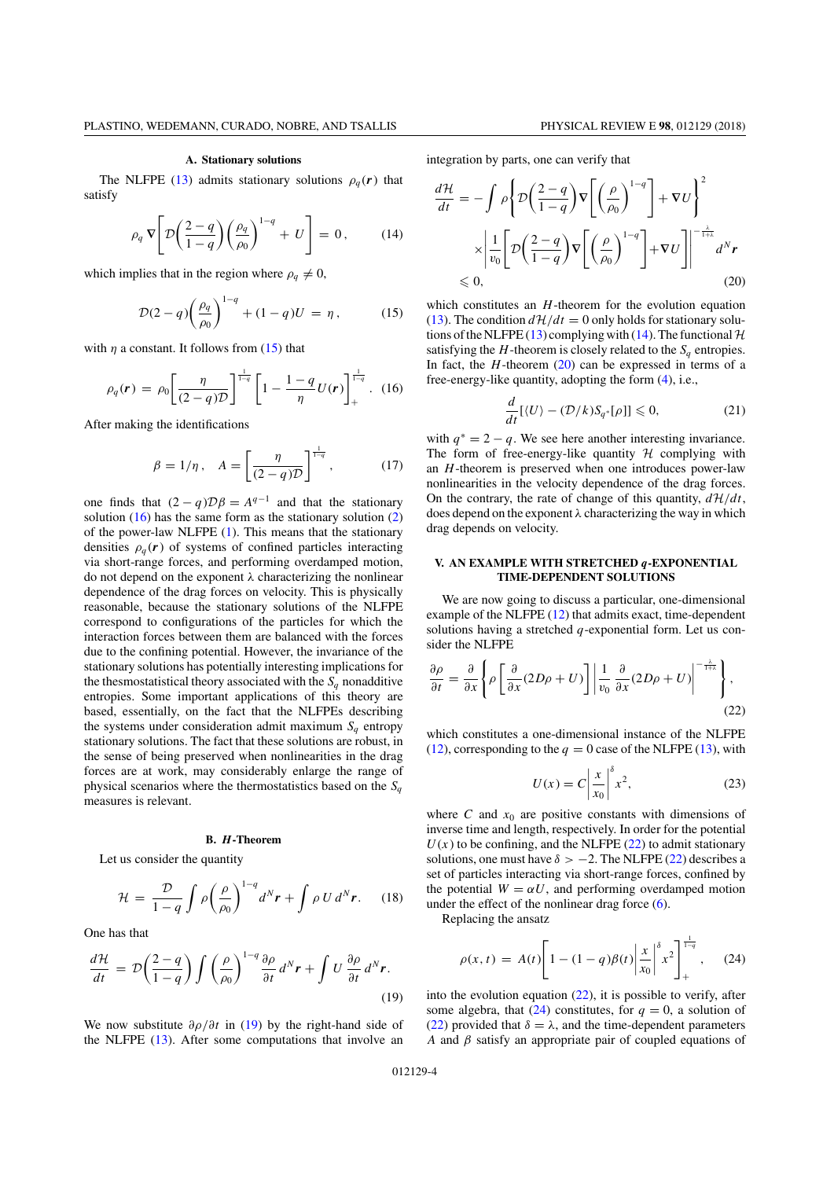### A. Stationary solutions

The NLFPE (13) admits stationary solutions $\rho_q(\boldsymbol{r})$ that satisfy

$$\rho_q \nabla\left[\mathcal{D}\left(\frac{2-q}{1-q}\right)\left(\frac{\rho_q}{\rho_0}\right)^{1-q} + U\right] = 0, \qquad (14)$$

which implies that in the region where $\rho_q \neq 0$,

$$\mathcal{D}(2-q)\left(\frac{\rho_q}{\rho_0}\right)^{1-q} + (1-q)U = \eta, \qquad (15)$$

with $\eta$ a constant. It follows from (15) that

$$\rho_q(\boldsymbol{r}) = \rho_0\left[\frac{\eta}{(2-q)\mathcal{D}}\right]^{\frac{1}{1-q}}\left[1 - \frac{1-q}{\eta}U(\boldsymbol{r})\right]_+^{\frac{1}{1-q}}. \qquad (16)$$

After making the identifications

$$\beta = 1/\eta, \quad A = \left[\frac{\eta}{(2-q)\mathcal{D}}\right]^{\frac{1}{1-q}}, \qquad (17)$$

one finds that $(2-q)\mathcal{D}\beta = A^{q-1}$ and that the stationary solution (16) has the same form as the stationary solution (2) of the power-law NLFPE (1). This means that the stationary densities $\rho_q(\boldsymbol{r})$ of systems of confined particles interacting via short-range forces, and performing overdamped motion, do not depend on the exponent $\lambda$ characterizing the nonlinear dependence of the drag forces on velocity. This is physically reasonable, because the stationary solutions of the NLFPE correspond to configurations of the particles for which the interaction forces between them are balanced with the forces due to the confining potential. However, the invariance of the stationary solutions has potentially interesting implications for the thesmostatistical theory associated with the $S_q$ nonadditive entropies. Some important applications of this theory are based, essentially, on the fact that the NLFPEs describing the systems under consideration admit maximum $S_q$ entropy stationary solutions. The fact that these solutions are robust, in the sense of being preserved when nonlinearities in the drag forces are at work, may considerably enlarge the range of physical scenarios where the thermostatistics based on the $S_q$ measures is relevant.

### B. *H*-Theorem

Let us consider the quantity

$$\mathcal{H} = \frac{\mathcal{D}}{1-q}\int \rho\left(\frac{\rho}{\rho_0}\right)^{1-q} d^N\boldsymbol{r} + \int \rho\, U\, d^N\boldsymbol{r}. \qquad (18)$$

One has that

$$\frac{d\mathcal{H}}{dt} = \mathcal{D}\left(\frac{2-q}{1-q}\right)\int\left(\frac{\rho}{\rho_0}\right)^{1-q}\frac{\partial\rho}{\partial t}\, d^N\boldsymbol{r} + \int U\frac{\partial\rho}{\partial t}\, d^N\boldsymbol{r}. \qquad (19)$$

We now substitute $\partial\rho/\partial t$ in (19) by the right-hand side of the NLFPE (13). After some computations that involve an integration by parts, one can verify that

$$\begin{aligned}\frac{d\mathcal{H}}{dt} &= -\int \rho\left\{\mathcal{D}\left(\frac{2-q}{1-q}\right)\nabla\left[\left(\frac{\rho}{\rho_0}\right)^{1-q}\right] + \nabla U\right\}^2 \\ &\quad\times\left|\frac{1}{v_0}\left[\mathcal{D}\left(\frac{2-q}{1-q}\right)\nabla\left[\left(\frac{\rho}{\rho_0}\right)^{1-q}\right] + \nabla U\right]\right|^{-\frac{\lambda}{1+\lambda}} d^N\boldsymbol{r} \\ &\leqslant 0,\end{aligned} \qquad (20)$$

which constitutes an $H$-theorem for the evolution equation (13). The condition $d\mathcal{H}/dt = 0$ only holds for stationary solutions of the NLFPE (13) complying with (14). The functional $\mathcal{H}$ satisfying the $H$-theorem is closely related to the $S_q$ entropies. In fact, the $H$-theorem (20) can be expressed in terms of a free-energy-like quantity, adopting the form (4), i.e.,

$$\frac{d}{dt}[\langle U\rangle - (\mathcal{D}/k)S_{q^*}[\rho]] \leqslant 0, \qquad (21)$$

with $q^* = 2-q$. We see here another interesting invariance. The form of free-energy-like quantity $\mathcal{H}$ complying with an $H$-theorem is preserved when one introduces power-law nonlinearities in the velocity dependence of the drag forces. On the contrary, the rate of change of this quantity, $d\mathcal{H}/dt$, does depend on the exponent $\lambda$ characterizing the way in which drag depends on velocity.

## V. AN EXAMPLE WITH STRETCHED *q*-EXPONENTIAL TIME-DEPENDENT SOLUTIONS

We are now going to discuss a particular, one-dimensional example of the NLFPE (12) that admits exact, time-dependent solutions having a stretched $q$-exponential form. Let us consider the NLFPE

$$\frac{\partial\rho}{\partial t} = \frac{\partial}{\partial x}\left\{\rho\left[\frac{\partial}{\partial x}(2D\rho + U)\right]\left|\frac{1}{v_0}\frac{\partial}{\partial x}(2D\rho + U)\right|^{-\frac{\lambda}{1+\lambda}}\right\}, \qquad (22)$$

which constitutes a one-dimensional instance of the NLFPE (12), corresponding to the $q = 0$ case of the NLFPE (13), with

$$U(x) = C\left|\frac{x}{x_0}\right|^{\delta} x^2, \qquad (23)$$

where $C$ and $x_0$ are positive constants with dimensions of inverse time and length, respectively. In order for the potential $U(x)$ to be confining, and the NLFPE (22) to admit stationary solutions, one must have $\delta > -2$. The NLFPE (22) describes a set of particles interacting via short-range forces, confined by the potential $W = \alpha U$, and performing overdamped motion under the effect of the nonlinear drag force (6).

Replacing the ansatz

$$\rho(x,t) = A(t)\left[1 - (1-q)\beta(t)\left|\frac{x}{x_0}\right|^{\delta} x^2\right]_+^{\frac{1}{1-q}}, \qquad (24)$$

into the evolution equation (22), it is possible to verify, after some algebra, that (24) constitutes, for $q = 0$, a solution of (22) provided that $\delta = \lambda$, and the time-dependent parameters $A$ and $\beta$ satisfy an appropriate pair of coupled equations of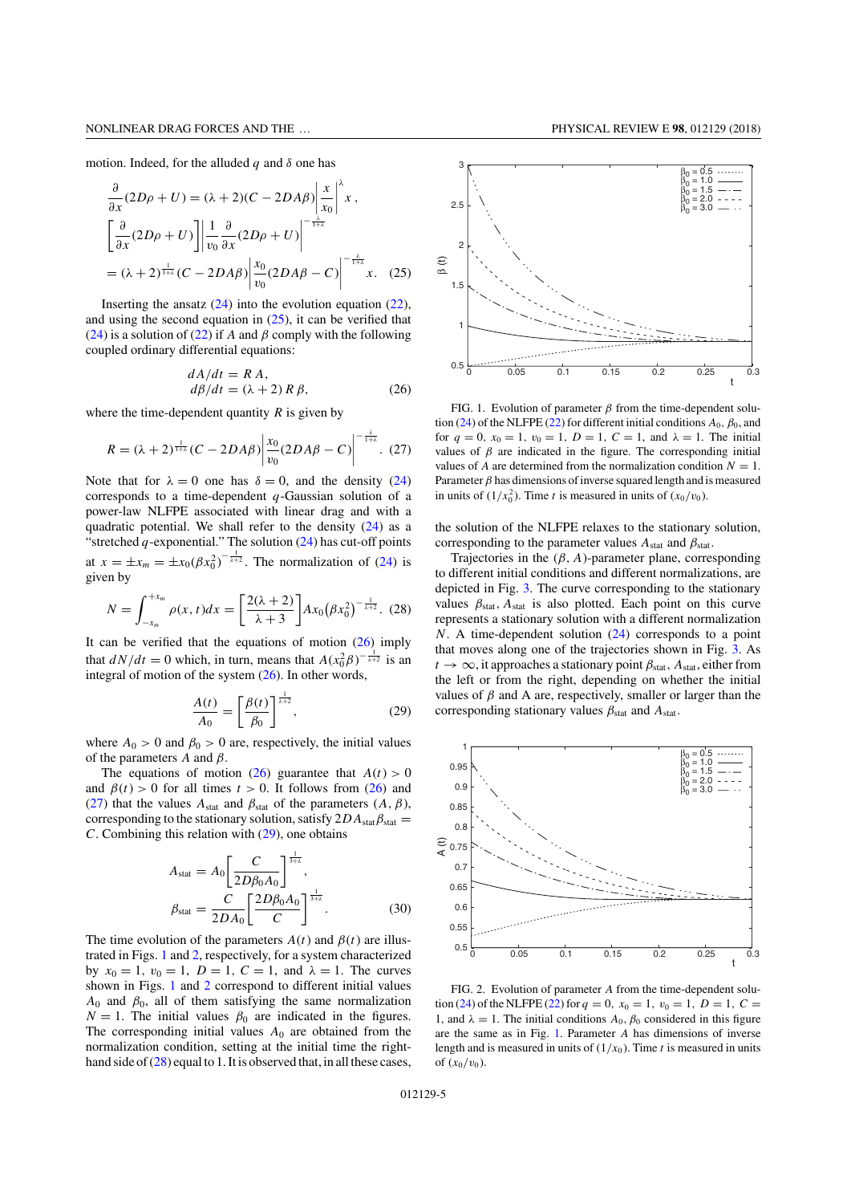motion. Indeed, for the alluded $q$ and $\delta$ one has

$$\frac{\partial}{\partial x}(2D\rho + U) = (\lambda+2)(C - 2DA\beta)\left|\frac{x}{x_0}\right|^{\lambda} x\,,$$

$$\left[\frac{\partial}{\partial x}(2D\rho + U)\right]\left|\frac{1}{v_0}\frac{\partial}{\partial x}(2D\rho + U)\right|^{-\frac{\lambda}{1+\lambda}}$$

$$= (\lambda+2)^{\frac{1}{1+\lambda}}(C - 2DA\beta)\left|\frac{x_0}{v_0}(2DA\beta - C)\right|^{-\frac{\lambda}{1+\lambda}} x. \quad (25)$$

Inserting the ansatz (24) into the evolution equation (22), and using the second equation in (25), it can be verified that (24) is a solution of (22) if $A$ and $\beta$ comply with the following coupled ordinary differential equations:

$$dA/dt = R\,A,$$
$$d\beta/dt = (\lambda+2)\,R\,\beta, \quad (26)$$

where the time-dependent quantity $R$ is given by

$$R = (\lambda+2)^{\frac{1}{1+\lambda}}(C - 2DA\beta)\left|\frac{x_0}{v_0}(2DA\beta - C)\right|^{-\frac{\lambda}{1+\lambda}}. \quad (27)$$

Note that for $\lambda = 0$ one has $\delta = 0$, and the density (24) corresponds to a time-dependent $q$-Gaussian solution of a power-law NLFPE associated with linear drag and with a quadratic potential. We shall refer to the density (24) as a "stretched $q$-exponential." The solution (24) has cut-off points at $x = \pm x_m = \pm x_0(\beta x_0^2)^{-\frac{1}{\lambda+2}}$. The normalization of (24) is given by

$$N = \int_{-x_m}^{+x_m} \rho(x,t)dx = \left[\frac{2(\lambda+2)}{\lambda+3}\right] A x_0 \left(\beta x_0^2\right)^{-\frac{1}{\lambda+2}}. \quad (28)$$

It can be verified that the equations of motion (26) imply that $dN/dt = 0$ which, in turn, means that $A(x_0^2\beta)^{-\frac{1}{\lambda+2}}$ is an integral of motion of the system (26). In other words,

$$\frac{A(t)}{A_0} = \left[\frac{\beta(t)}{\beta_0}\right]^{\frac{1}{\lambda+2}}, \quad (29)$$

where $A_0 > 0$ and $\beta_0 > 0$ are, respectively, the initial values of the parameters $A$ and $\beta$.

The equations of motion (26) guarantee that $A(t) > 0$ and $\beta(t) > 0$ for all times $t > 0$. It follows from (26) and (27) that the values $A_{\mathrm{stat}}$ and $\beta_{\mathrm{stat}}$ of the parameters $(A, \beta)$, corresponding to the stationary solution, satisfy $2DA_{\mathrm{stat}}\beta_{\mathrm{stat}} = C$. Combining this relation with (29), one obtains

$$A_{\mathrm{stat}} = A_0\left[\frac{C}{2D\beta_0 A_0}\right]^{\frac{1}{3+\lambda}},$$

$$\beta_{\mathrm{stat}} = \frac{C}{2DA_0}\left[\frac{2D\beta_0 A_0}{C}\right]^{\frac{1}{3+\lambda}}. \quad (30)$$

The time evolution of the parameters $A(t)$ and $\beta(t)$ are illustrated in Figs. 1 and 2, respectively, for a system characterized by $x_0 = 1$, $v_0 = 1$, $D = 1$, $C = 1$, and $\lambda = 1$. The curves shown in Figs. 1 and 2 correspond to different initial values $A_0$ and $\beta_0$, all of them satisfying the same normalization $N = 1$. The initial values $\beta_0$ are indicated in the figures. The corresponding initial values $A_0$ are obtained from the normalization condition, setting at the initial time the right-hand side of (28) equal to 1. It is observed that, in all these cases, the solution of the NLFPE relaxes to the stationary solution, corresponding to the parameter values $A_{\mathrm{stat}}$ and $\beta_{\mathrm{stat}}$.

FIG. 1. Evolution of parameter $\beta$ from the time-dependent solution (24) of the NLFPE (22) for different initial conditions $A_0$, $\beta_0$, and for $q = 0$, $x_0 = 1$, $v_0 = 1$, $D = 1$, $C = 1$, and $\lambda = 1$. The initial values of $\beta$ are indicated in the figure. The corresponding initial values of $A$ are determined from the normalization condition $N = 1$. Parameter $\beta$ has dimensions of inverse squared length and is measured in units of $(1/x_0^2)$. Time $t$ is measured in units of $(x_0/v_0)$.

Trajectories in the $(\beta, A)$-parameter plane, corresponding to different initial conditions and different normalizations, are depicted in Fig. 3. The curve corresponding to the stationary values $\beta_{\mathrm{stat}}, A_{\mathrm{stat}}$ is also plotted. Each point on this curve represents a stationary solution with a different normalization $N$. A time-dependent solution (24) corresponds to a point that moves along one of the trajectories shown in Fig. 3. As $t \to \infty$, it approaches a stationary point $\beta_{\mathrm{stat}}, A_{\mathrm{stat}}$, either from the left or from the right, depending on whether the initial values of $\beta$ and A are, respectively, smaller or larger than the corresponding stationary values $\beta_{\mathrm{stat}}$ and $A_{\mathrm{stat}}$.

FIG. 2. Evolution of parameter $A$ from the time-dependent solution (24) of the NLFPE (22) for $q = 0$, $x_0 = 1$, $v_0 = 1$, $D = 1$, $C = 1$, and $\lambda = 1$. The initial conditions $A_0$, $\beta_0$ considered in this figure are the same as in Fig. 1. Parameter $A$ has dimensions of inverse length and is measured in units of $(1/x_0)$. Time $t$ is measured in units of $(x_0/v_0)$.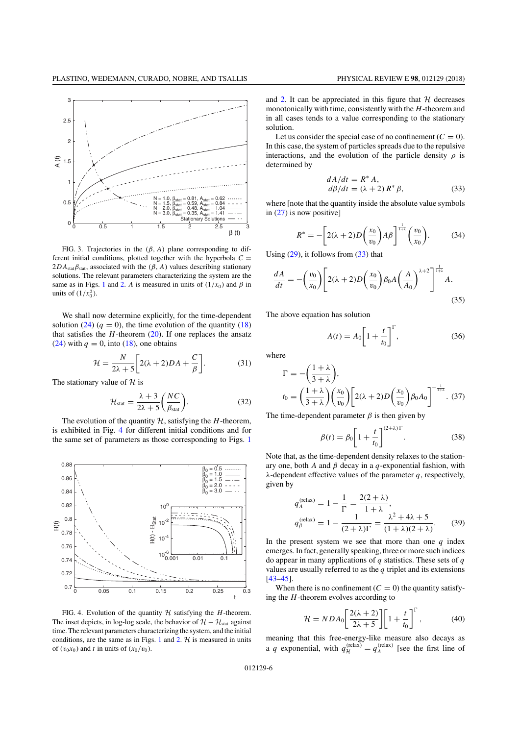FIG. 3. Trajectories in the $(\beta, A)$ plane corresponding to different initial conditions, plotted together with the hyperbola $C = 2DA_{\rm stat}\beta_{\rm stat}$, associated with the $(\beta, A)$ values describing stationary solutions. The relevant parameters characterizing the system are the same as in Figs. 1 and 2. $A$ is measured in units of $(1/x_0)$ and $\beta$ in units of $(1/x_0^2)$.

We shall now determine explicitly, for the time-dependent solution (24) $(q = 0)$, the time evolution of the quantity (18) that satisfies the $H$-theorem (20). If one replaces the ansatz (24) with $q = 0$, into (18), one obtains

$$\mathcal{H} = \frac{N}{2\lambda + 5}\left[2(\lambda + 2)DA + \frac{C}{\beta}\right]. \tag{31}$$

The stationary value of $\mathcal{H}$ is

$$\mathcal{H}_{\rm stat} = \frac{\lambda + 3}{2\lambda + 5}\left(\frac{NC}{\beta_{\rm stat}}\right). \tag{32}$$

The evolution of the quantity $\mathcal{H}$, satisfying the $H$-theorem, is exhibited in Fig. 4 for different initial conditions and for the same set of parameters as those corresponding to Figs. 1 and 2. It can be appreciated in this figure that $\mathcal{H}$ decreases monotonically with time, consistently with the $H$-theorem and in all cases tends to a value corresponding to the stationary solution.

FIG. 4. Evolution of the quantity $\mathcal{H}$ satisfying the $H$-theorem. The inset depicts, in log-log scale, the behavior of $\mathcal{H} - \mathcal{H}_{\rm stat}$ against time. The relevant parameters characterizing the system, and the initial conditions, are the same as in Figs. 1 and 2. $\mathcal{H}$ is measured in units of $(v_0 x_0)$ and $t$ in units of $(x_0/v_0)$.

Let us consider the special case of no confinement $(C = 0)$. In this case, the system of particles spreads due to the repulsive interactions, and the evolution of the particle density $\rho$ is determined by

$$\begin{aligned} dA/dt &= R^* A, \\ d\beta/dt &= (\lambda + 2)\, R^* \beta, \end{aligned} \tag{33}$$

where [note that the quantity inside the absolute value symbols in (27) is now positive]

$$R^* = -\left[2(\lambda + 2)D\left(\frac{x_0}{v_0}\right)A\beta\right]^{\frac{1}{1+\lambda}}\left(\frac{v_0}{x_0}\right). \tag{34}$$

Using (29), it follows from (33) that

$$\frac{dA}{dt} = -\left(\frac{v_0}{x_0}\right)\left[2(\lambda + 2)D\left(\frac{x_0}{v_0}\right)\beta_0 A\left(\frac{A}{A_0}\right)^{\lambda+2}\right]^{\frac{1}{1+\lambda}} A. \tag{35}$$

The above equation has solution

$$A(t) = A_0\left[1 + \frac{t}{t_0}\right]^{\Gamma}, \tag{36}$$

where

$$\begin{aligned} \Gamma &= -\left(\frac{1 + \lambda}{3 + \lambda}\right), \\ t_0 &= \left(\frac{1 + \lambda}{3 + \lambda}\right)\left(\frac{x_0}{v_0}\right)\left[2(\lambda + 2)D\left(\frac{x_0}{v_0}\right)\beta_0 A_0\right]^{-\frac{1}{1+\lambda}}. \end{aligned} \tag{37}$$

The time-dependent parameter $\beta$ is then given by

$$\beta(t) = \beta_0\left[1 + \frac{t}{t_0}\right]^{(2+\lambda)\,\Gamma}. \tag{38}$$

Note that, as the time-dependent density relaxes to the stationary one, both $A$ and $\beta$ decay in a $q$-exponential fashion, with $\lambda$-dependent effective values of the parameter $q$, respectively, given by

$$\begin{aligned} q_A^{\rm (relax)} &= 1 - \frac{1}{\Gamma} = \frac{2(2 + \lambda)}{1 + \lambda}, \\ q_\beta^{\rm (relax)} &= 1 - \frac{1}{(2 + \lambda)\Gamma} = \frac{\lambda^2 + 4\lambda + 5}{(1 + \lambda)(2 + \lambda)}. \end{aligned} \tag{39}$$

In the present system we see that more than one $q$ index emerges. In fact, generally speaking, three or more such indices do appear in many applications of $q$ statistics. These sets of $q$ values are usually referred to as the $q$ triplet and its extensions [43–45].

When there is no confinement $(C = 0)$ the quantity satisfying the $H$-theorem evolves according to

$$\mathcal{H} = NDA_0\left[\frac{2(\lambda + 2)}{2\lambda + 5}\right]\left[1 + \frac{t}{t_0}\right]^{\Gamma}, \tag{40}$$

meaning that this free-energy-like measure also decays as a $q$ exponential, with $q_{\mathcal{H}}^{\rm (relax)} = q_A^{\rm (relax)}$ [see the first line of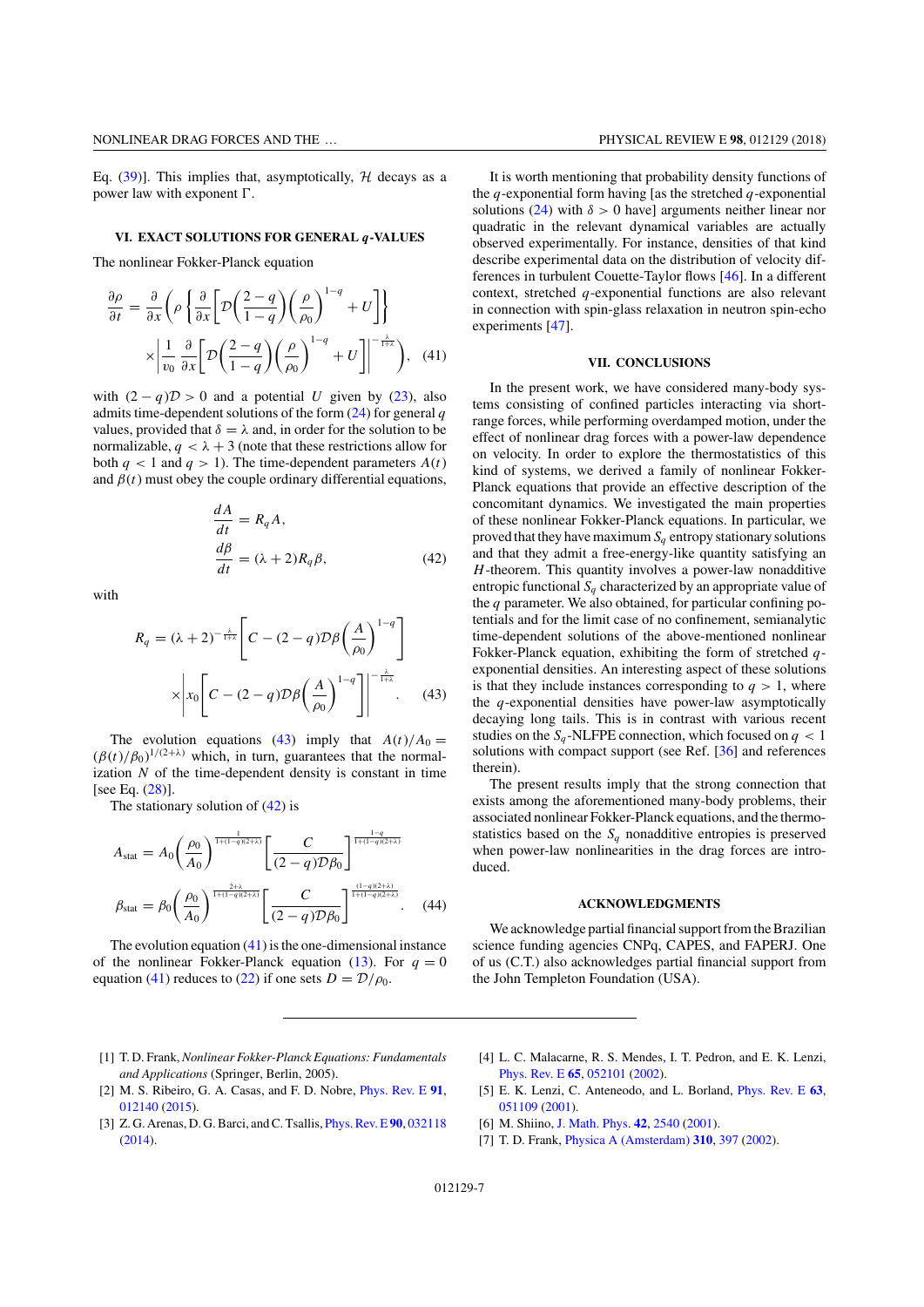Eq. (39)]. This implies that, asymptotically, $\mathcal{H}$ decays as a power law with exponent $\Gamma$.

## VI. EXACT SOLUTIONS FOR GENERAL $q$-VALUES

The nonlinear Fokker-Planck equation

$$\frac{\partial \rho}{\partial t} = \frac{\partial}{\partial x}\left(\rho\left\{\frac{\partial}{\partial x}\left[\mathcal{D}\left(\frac{2-q}{1-q}\right)\left(\frac{\rho}{\rho_0}\right)^{1-q} + U\right]\right\}\right.$$
$$\left.\times\left|\frac{1}{v_0}\frac{\partial}{\partial x}\left[\mathcal{D}\left(\frac{2-q}{1-q}\right)\left(\frac{\rho}{\rho_0}\right)^{1-q} + U\right]\right|^{-\frac{\lambda}{1+\lambda}}\right), \quad (41)$$

with $(2-q)\mathcal{D} > 0$ and a potential $U$ given by (23), also admits time-dependent solutions of the form (24) for general $q$ values, provided that $\delta = \lambda$ and, in order for the solution to be normalizable, $q < \lambda + 3$ (note that these restrictions allow for both $q < 1$ and $q > 1$). The time-dependent parameters $A(t)$ and $\beta(t)$ must obey the couple ordinary differential equations,

$$\frac{dA}{dt} = R_q A,$$
$$\frac{d\beta}{dt} = (\lambda + 2)R_q\beta, \quad (42)$$

with

$$R_q = (\lambda+2)^{-\frac{\lambda}{1+\lambda}}\left[C - (2-q)\mathcal{D}\beta\left(\frac{A}{\rho_0}\right)^{1-q}\right]$$
$$\times\left|x_0\left[C - (2-q)\mathcal{D}\beta\left(\frac{A}{\rho_0}\right)^{1-q}\right]\right|^{-\frac{\lambda}{1+\lambda}}. \quad (43)$$

The evolution equations (43) imply that $A(t)/A_0 = (\beta(t)/\beta_0)^{1/(2+\lambda)}$ which, in turn, guarantees that the normalization $N$ of the time-dependent density is constant in time [see Eq. (28)].

The stationary solution of (42) is

$$A_{\text{stat}} = A_0\left(\frac{\rho_0}{A_0}\right)^{\frac{1}{1+(1-q)(2+\lambda)}}\left[\frac{C}{(2-q)\mathcal{D}\beta_0}\right]^{\frac{1-q}{1+(1-q)(2+\lambda)}}$$
$$\beta_{\text{stat}} = \beta_0\left(\frac{\rho_0}{A_0}\right)^{\frac{2+\lambda}{1+(1-q)(2+\lambda)}}\left[\frac{C}{(2-q)\mathcal{D}\beta_0}\right]^{\frac{(1-q)(2+\lambda)}{1+(1-q)(2+\lambda)}}. \quad (44)$$

The evolution equation (41) is the one-dimensional instance of the nonlinear Fokker-Planck equation (13). For $q = 0$ equation (41) reduces to (22) if one sets $D = \mathcal{D}/\rho_0$.

It is worth mentioning that probability density functions of the $q$-exponential form having [as the stretched $q$-exponential solutions (24) with $\delta > 0$ have] arguments neither linear nor quadratic in the relevant dynamical variables are actually observed experimentally. For instance, densities of that kind describe experimental data on the distribution of velocity differences in turbulent Couette-Taylor flows [46]. In a different context, stretched $q$-exponential functions are also relevant in connection with spin-glass relaxation in neutron spin-echo experiments [47].

## VII. CONCLUSIONS

In the present work, we have considered many-body systems consisting of confined particles interacting via short-range forces, while performing overdamped motion, under the effect of nonlinear drag forces with a power-law dependence on velocity. In order to explore the thermostatistics of this kind of systems, we derived a family of nonlinear Fokker-Planck equations that provide an effective description of the concomitant dynamics. We investigated the main properties of these nonlinear Fokker-Planck equations. In particular, we proved that they have maximum $S_q$ entropy stationary solutions and that they admit a free-energy-like quantity satisfying an $H$-theorem. This quantity involves a power-law nonadditive entropic functional $S_q$ characterized by an appropriate value of the $q$ parameter. We also obtained, for particular confining potentials and for the limit case of no confinement, semianalytic time-dependent solutions of the above-mentioned nonlinear Fokker-Planck equation, exhibiting the form of stretched $q$-exponential densities. An interesting aspect of these solutions is that they include instances corresponding to $q > 1$, where the $q$-exponential densities have power-law asymptotically decaying long tails. This is in contrast with various recent studies on the $S_q$-NLFPE connection, which focused on $q < 1$ solutions with compact support (see Ref. [36] and references therein).

The present results imply that the strong connection that exists among the aforementioned many-body problems, their associated nonlinear Fokker-Planck equations, and the thermostatistics based on the $S_q$ nonadditive entropies is preserved when power-law nonlinearities in the drag forces are introduced.

## ACKNOWLEDGMENTS

We acknowledge partial financial support from the Brazilian science funding agencies CNPq, CAPES, and FAPERJ. One of us (C.T.) also acknowledges partial financial support from the John Templeton Foundation (USA).

---

[1] T. D. Frank, *Nonlinear Fokker-Planck Equations: Fundamentals and Applications* (Springer, Berlin, 2005).

[2] M. S. Ribeiro, G. A. Casas, and F. D. Nobre, Phys. Rev. E **91**, 012140 (2015).

[3] Z. G. Arenas, D. G. Barci, and C. Tsallis, Phys. Rev. E **90**, 032118 (2014).

[4] L. C. Malacarne, R. S. Mendes, I. T. Pedron, and E. K. Lenzi, Phys. Rev. E **65**, 052101 (2002).

[5] E. K. Lenzi, C. Anteneodo, and L. Borland, Phys. Rev. E **63**, 051109 (2001).

[6] M. Shiino, J. Math. Phys. **42**, 2540 (2001).

[7] T. D. Frank, Physica A (Amsterdam) **310**, 397 (2002).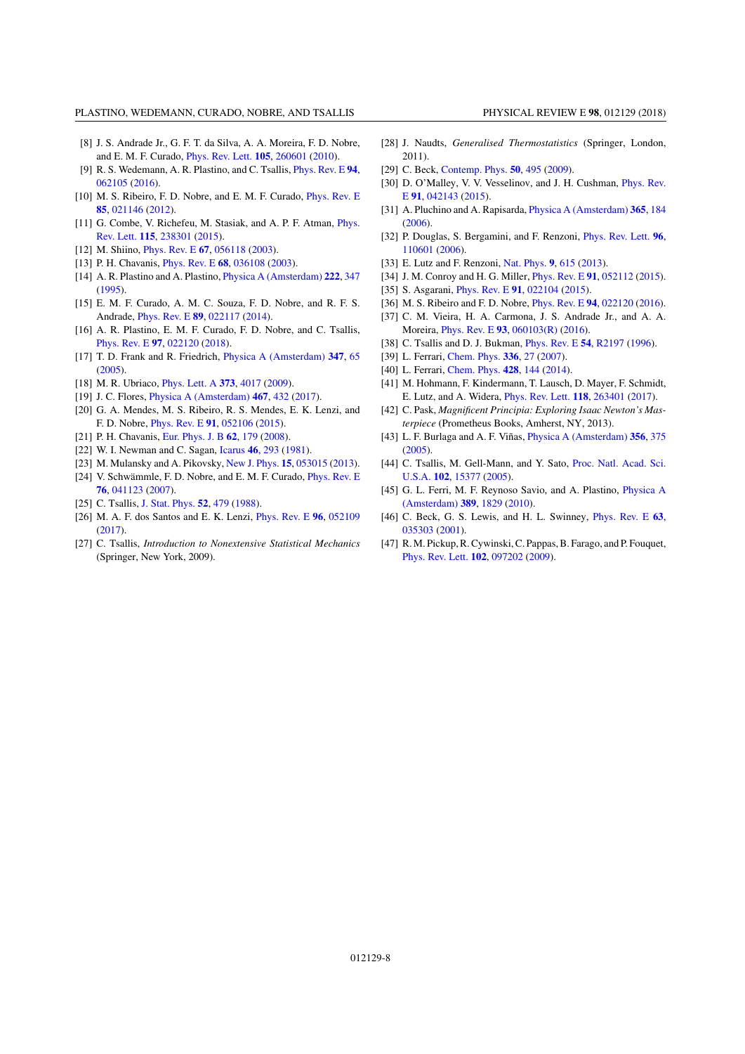[8] J. S. Andrade Jr., G. F. T. da Silva, A. A. Moreira, F. D. Nobre, and E. M. F. Curado, Phys. Rev. Lett. **105**, 260601 (2010).

[9] R. S. Wedemann, A. R. Plastino, and C. Tsallis, Phys. Rev. E **94**, 062105 (2016).

[10] M. S. Ribeiro, F. D. Nobre, and E. M. F. Curado, Phys. Rev. E **85**, 021146 (2012).

[11] G. Combe, V. Richefeu, M. Stasiak, and A. P. F. Atman, Phys. Rev. Lett. **115**, 238301 (2015).

[12] M. Shiino, Phys. Rev. E **67**, 056118 (2003).

[13] P. H. Chavanis, Phys. Rev. E **68**, 036108 (2003).

[14] A. R. Plastino and A. Plastino, Physica A (Amsterdam) **222**, 347 (1995).

[15] E. M. F. Curado, A. M. C. Souza, F. D. Nobre, and R. F. S. Andrade, Phys. Rev. E **89**, 022117 (2014).

[16] A. R. Plastino, E. M. F. Curado, F. D. Nobre, and C. Tsallis, Phys. Rev. E **97**, 022120 (2018).

[17] T. D. Frank and R. Friedrich, Physica A (Amsterdam) **347**, 65 (2005).

[18] M. R. Ubriaco, Phys. Lett. A **373**, 4017 (2009).

[19] J. C. Flores, Physica A (Amsterdam) **467**, 432 (2017).

[20] G. A. Mendes, M. S. Ribeiro, R. S. Mendes, E. K. Lenzi, and F. D. Nobre, Phys. Rev. E **91**, 052106 (2015).

[21] P. H. Chavanis, Eur. Phys. J. B **62**, 179 (2008).

[22] W. I. Newman and C. Sagan, Icarus **46**, 293 (1981).

[23] M. Mulansky and A. Pikovsky, New J. Phys. **15**, 053015 (2013).

[24] V. Schwämmle, F. D. Nobre, and E. M. F. Curado, Phys. Rev. E **76**, 041123 (2007).

[25] C. Tsallis, J. Stat. Phys. **52**, 479 (1988).

[26] M. A. F. dos Santos and E. K. Lenzi, Phys. Rev. E **96**, 052109 (2017).

[27] C. Tsallis, *Introduction to Nonextensive Statistical Mechanics* (Springer, New York, 2009).

[28] J. Naudts, *Generalised Thermostatistics* (Springer, London, 2011).

[29] C. Beck, Contemp. Phys. **50**, 495 (2009).

[30] D. O'Malley, V. V. Vesselinov, and J. H. Cushman, Phys. Rev. E **91**, 042143 (2015).

[31] A. Pluchino and A. Rapisarda, Physica A (Amsterdam) **365**, 184 (2006).

[32] P. Douglas, S. Bergamini, and F. Renzoni, Phys. Rev. Lett. **96**, 110601 (2006).

[33] E. Lutz and F. Renzoni, Nat. Phys. **9**, 615 (2013).

[34] J. M. Conroy and H. G. Miller, Phys. Rev. E **91**, 052112 (2015).

[35] S. Asgarani, Phys. Rev. E **91**, 022104 (2015).

[36] M. S. Ribeiro and F. D. Nobre, Phys. Rev. E **94**, 022120 (2016).

[37] C. M. Vieira, H. A. Carmona, J. S. Andrade Jr., and A. A. Moreira, Phys. Rev. E **93**, 060103(R) (2016).

[38] C. Tsallis and D. J. Bukman, Phys. Rev. E **54**, R2197 (1996).

[39] L. Ferrari, Chem. Phys. **336**, 27 (2007).

[40] L. Ferrari, Chem. Phys. **428**, 144 (2014).

[41] M. Hohmann, F. Kindermann, T. Lausch, D. Mayer, F. Schmidt, E. Lutz, and A. Widera, Phys. Rev. Lett. **118**, 263401 (2017).

[42] C. Pask, *Magnificent Principia: Exploring Isaac Newton's Masterpiece* (Prometheus Books, Amherst, NY, 2013).

[43] L. F. Burlaga and A. F. Viñas, Physica A (Amsterdam) **356**, 375 (2005).

[44] C. Tsallis, M. Gell-Mann, and Y. Sato, Proc. Natl. Acad. Sci. U.S.A. **102**, 15377 (2005).

[45] G. L. Ferri, M. F. Reynoso Savio, and A. Plastino, Physica A (Amsterdam) **389**, 1829 (2010).

[46] C. Beck, G. S. Lewis, and H. L. Swinney, Phys. Rev. E **63**, 035303 (2001).

[47] R. M. Pickup, R. Cywinski, C. Pappas, B. Farago, and P. Fouquet, Phys. Rev. Lett. **102**, 097202 (2009).